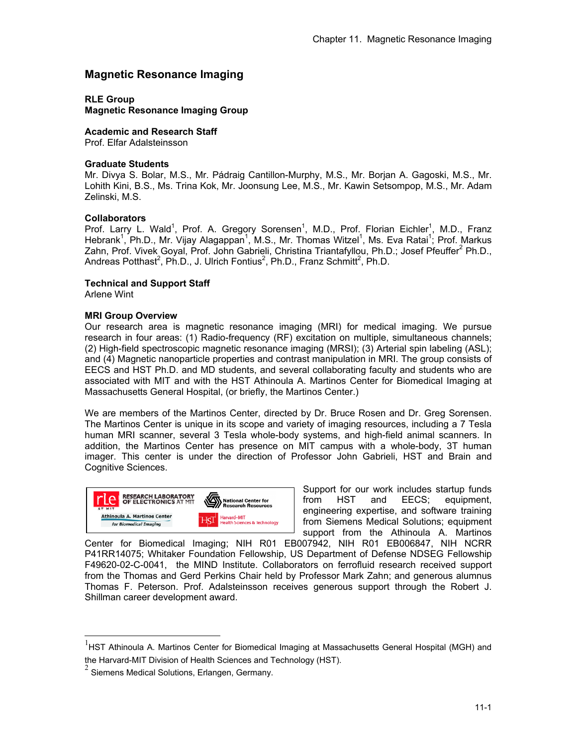# Magnetic Resonance Imaging

**RLE Group**
**Magnetic Resonance Imaging Group**

**Academic and Research Staff**
Prof. Elfar Adalsteinsson

**Graduate Students**
Mr. Divya S. Bolar, M.S., Mr. Pádraig Cantillon-Murphy, M.S., Mr. Borjan A. Gagoski, M.S., Mr. Lohith Kini, B.S., Ms. Trina Kok, Mr. Joonsung Lee, M.S., Mr. Kawin Setsompop, M.S., Mr. Adam Zelinski, M.S.

**Collaborators**
Prof. Larry L. Wald[1], Prof. A. Gregory Sorensen[1], M.D., Prof. Florian Eichler[1], M.D., Franz Hebrank[1], Ph.D., Mr. Vijay Alagappan[1], M.S., Mr. Thomas Witzel[1], Ms. Eva Ratai[1]; Prof. Markus Zahn, Prof. Vivek Goyal, Prof. John Gabrieli, Christina Triantafyllou, Ph.D.; Josef Pfeuffer[2] Ph.D., Andreas Potthast[2], Ph.D., J. Ulrich Fontius[2], Ph.D., Franz Schmitt[2], Ph.D.

**Technical and Support Staff**
Arlene Wint

**MRI Group Overview**
Our research area is magnetic resonance imaging (MRI) for medical imaging. We pursue research in four areas: (1) Radio-frequency (RF) excitation on multiple, simultaneous channels; (2) High-field spectroscopic magnetic resonance imaging (MRSI); (3) Arterial spin labeling (ASL); and (4) Magnetic nanoparticle properties and contrast manipulation in MRI. The group consists of EECS and HST Ph.D. and MD students, and several collaborating faculty and students who are associated with MIT and with the HST Athinoula A. Martinos Center for Biomedical Imaging at Massachusetts General Hospital, (or briefly, the Martinos Center.)

We are members of the Martinos Center, directed by Dr. Bruce Rosen and Dr. Greg Sorensen. The Martinos Center is unique in its scope and variety of imaging resources, including a 7 Tesla human MRI scanner, several 3 Tesla whole-body systems, and high-field animal scanners. In addition, the Martinos Center has presence on MIT campus with a whole-body, 3T human imager. This center is under the direction of Professor John Gabrieli, HST and Brain and Cognitive Sciences.

Support for our work includes startup funds from HST and EECS; equipment, engineering expertise, and software training from Siemens Medical Solutions; equipment support from the Athinoula A. Martinos Center for Biomedical Imaging; NIH R01 EB007942, NIH R01 EB006847, NIH NCRR P41RR14075; Whitaker Foundation Fellowship, US Department of Defense NDSEG Fellowship F49620-02-C-0041, the MIND Institute. Collaborators on ferrofluid research received support from the Thomas and Gerd Perkins Chair held by Professor Mark Zahn; and generous alumnus Thomas F. Peterson. Prof. Adalsteinsson receives generous support through the Robert J. Shillman career development award.

---

[1] HST Athinoula A. Martinos Center for Biomedical Imaging at Massachusetts General Hospital (MGH) and the Harvard-MIT Division of Health Sciences and Technology (HST).

[2] Siemens Medical Solutions, Erlangen, Germany.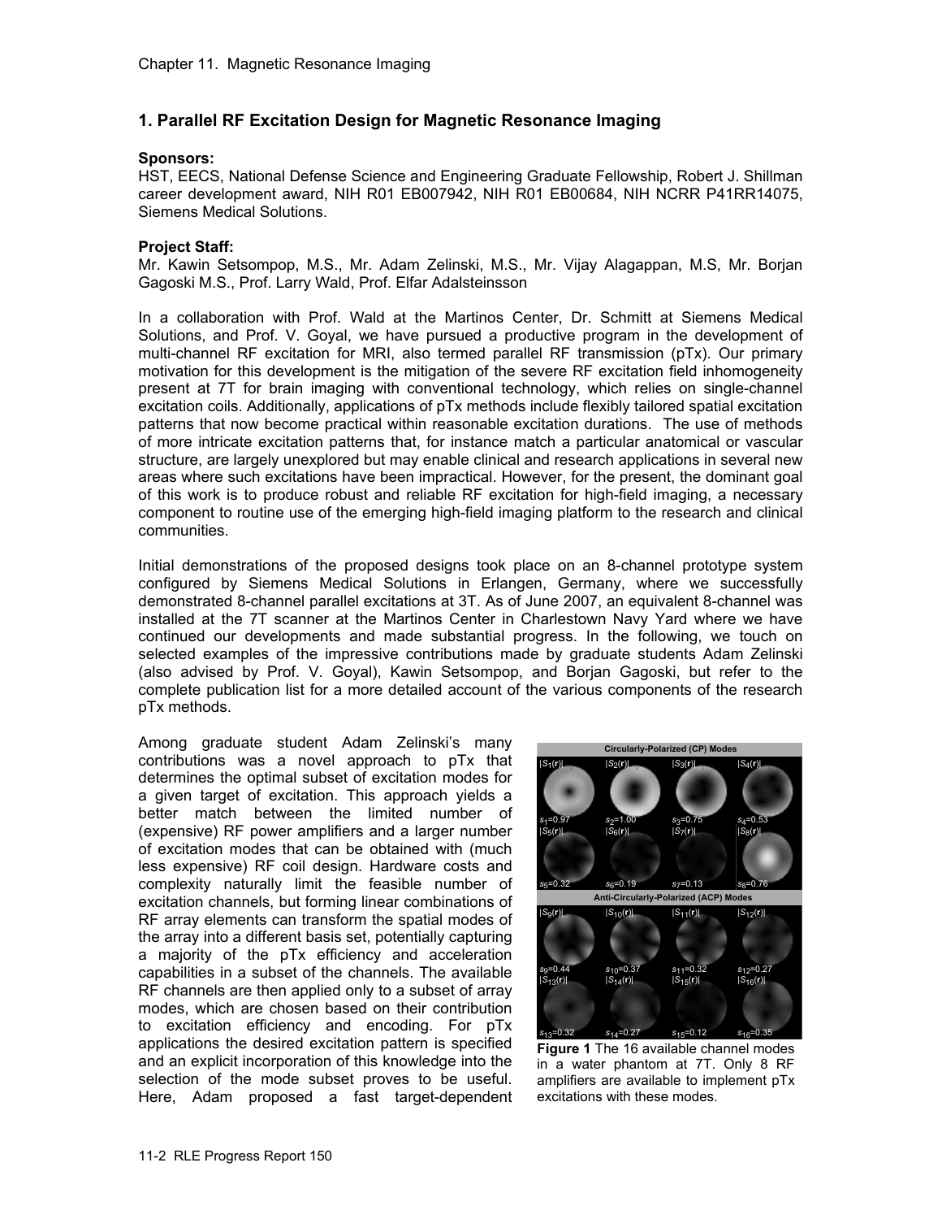## 1. Parallel RF Excitation Design for Magnetic Resonance Imaging

**Sponsors:**
HST, EECS, National Defense Science and Engineering Graduate Fellowship, Robert J. Shillman career development award, NIH R01 EB007942, NIH R01 EB00684, NIH NCRR P41RR14075, Siemens Medical Solutions.

**Project Staff:**
Mr. Kawin Setsompop, M.S., Mr. Adam Zelinski, M.S., Mr. Vijay Alagappan, M.S, Mr. Borjan Gagoski M.S., Prof. Larry Wald, Prof. Elfar Adalsteinsson

In a collaboration with Prof. Wald at the Martinos Center, Dr. Schmitt at Siemens Medical Solutions, and Prof. V. Goyal, we have pursued a productive program in the development of multi-channel RF excitation for MRI, also termed parallel RF transmission (pTx). Our primary motivation for this development is the mitigation of the severe RF excitation field inhomogeneity present at 7T for brain imaging with conventional technology, which relies on single-channel excitation coils. Additionally, applications of pTx methods include flexibly tailored spatial excitation patterns that now become practical within reasonable excitation durations. The use of methods of more intricate excitation patterns that, for instance match a particular anatomical or vascular structure, are largely unexplored but may enable clinical and research applications in several new areas where such excitations have been impractical. However, for the present, the dominant goal of this work is to produce robust and reliable RF excitation for high-field imaging, a necessary component to routine use of the emerging high-field imaging platform to the research and clinical communities.

Initial demonstrations of the proposed designs took place on an 8-channel prototype system configured by Siemens Medical Solutions in Erlangen, Germany, where we successfully demonstrated 8-channel parallel excitations at 3T. As of June 2007, an equivalent 8-channel was installed at the 7T scanner at the Martinos Center in Charlestown Navy Yard where we have continued our developments and made substantial progress. In the following, we touch on selected examples of the impressive contributions made by graduate students Adam Zelinski (also advised by Prof. V. Goyal), Kawin Setsompop, and Borjan Gagoski, but refer to the complete publication list for a more detailed account of the various components of the research pTx methods.

Among graduate student Adam Zelinski's many contributions was a novel approach to pTx that determines the optimal subset of excitation modes for a given target of excitation. This approach yields a better match between the limited number of (expensive) RF power amplifiers and a larger number of excitation modes that can be obtained with (much less expensive) RF coil design. Hardware costs and complexity naturally limit the feasible number of excitation channels, but forming linear combinations of RF array elements can transform the spatial modes of the array into a different basis set, potentially capturing a majority of the pTx efficiency and acceleration capabilities in a subset of the channels. The available RF channels are then applied only to a subset of array modes, which are chosen based on their contribution to excitation efficiency and encoding. For pTx applications the desired excitation pattern is specified and an explicit incorporation of this knowledge into the selection of the mode subset proves to be useful. Here, Adam proposed a fast target-dependent

**Figure 1** The 16 available channel modes in a water phantom at 7T. Only 8 RF amplifiers are available to implement pTx excitations with these modes.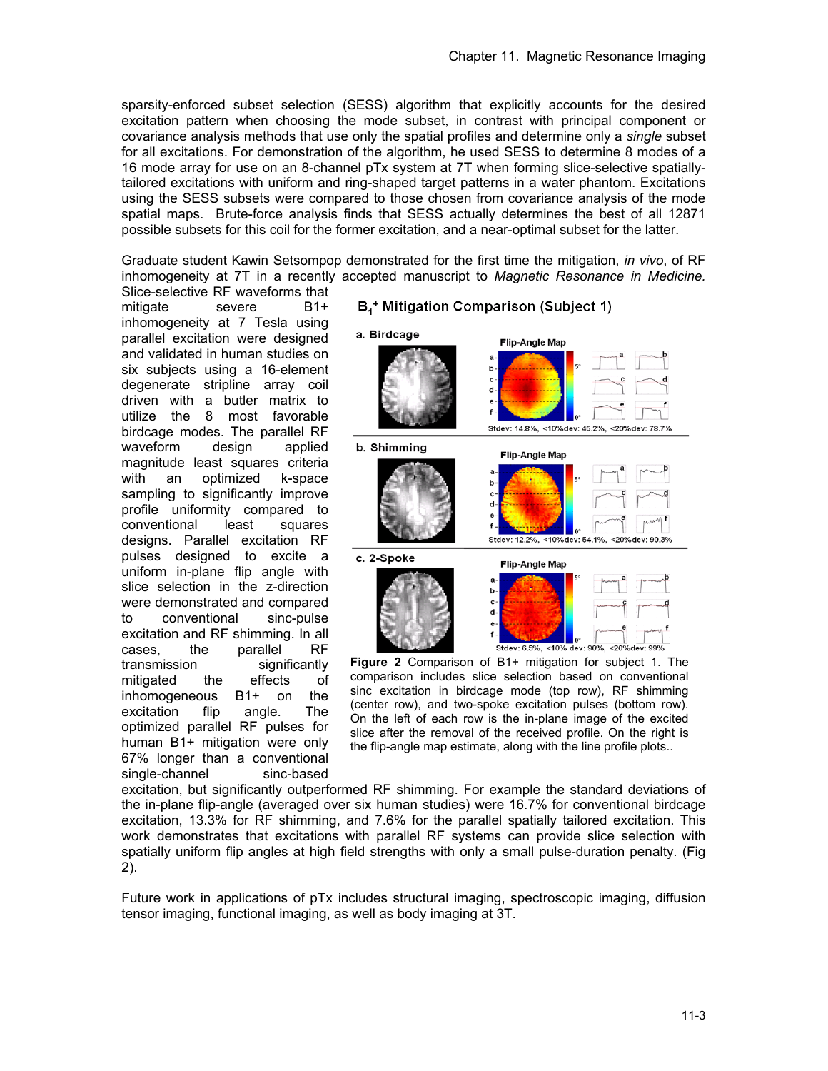sparsity-enforced subset selection (SESS) algorithm that explicitly accounts for the desired excitation pattern when choosing the mode subset, in contrast with principal component or covariance analysis methods that use only the spatial profiles and determine only a *single* subset for all excitations. For demonstration of the algorithm, he used SESS to determine 8 modes of a 16 mode array for use on an 8-channel pTx system at 7T when forming slice-selective spatially-tailored excitations with uniform and ring-shaped target patterns in a water phantom. Excitations using the SESS subsets were compared to those chosen from covariance analysis of the mode spatial maps. Brute-force analysis finds that SESS actually determines the best of all 12871 possible subsets for this coil for the former excitation, and a near-optimal subset for the latter.

Graduate student Kawin Setsompop demonstrated for the first time the mitigation, *in vivo*, of RF inhomogeneity at 7T in a recently accepted manuscript to *Magnetic Resonance in Medicine.* Slice-selective RF waveforms that mitigate severe B1+ inhomogeneity at 7 Tesla using parallel excitation were designed and validated in human studies on six subjects using a 16-element degenerate stripline array coil driven with a butler matrix to utilize the 8 most favorable birdcage modes. The parallel RF waveform design applied magnitude least squares criteria with an optimized k-space sampling to significantly improve profile uniformity compared to conventional least squares designs. Parallel excitation RF pulses designed to excite a uniform in-plane flip angle with slice selection in the z-direction were demonstrated and compared to conventional sinc-pulse excitation and RF shimming. In all cases, the parallel RF transmission significantly mitigated the effects of inhomogeneous B1+ on the excitation flip angle. The optimized parallel RF pulses for human B1+ mitigation were only 67% longer than a conventional single-channel sinc-based excitation, but significantly outperformed RF shimming. For example the standard deviations of the in-plane flip-angle (averaged over six human studies) were 16.7% for conventional birdcage excitation, 13.3% for RF shimming, and 7.6% for the parallel spatially tailored excitation. This work demonstrates that excitations with parallel RF systems can provide slice selection with spatially uniform flip angles at high field strengths with only a small pulse-duration penalty. (Fig 2).

**Figure 2** Comparison of B1+ mitigation for subject 1. The comparison includes slice selection based on conventional sinc excitation in birdcage mode (top row), RF shimming (center row), and two-spoke excitation pulses (bottom row). On the left of each row is the in-plane image of the excited slice after the removal of the received profile. On the right is the flip-angle map estimate, along with the line profile plots..

Future work in applications of pTx includes structural imaging, spectroscopic imaging, diffusion tensor imaging, functional imaging, as well as body imaging at 3T.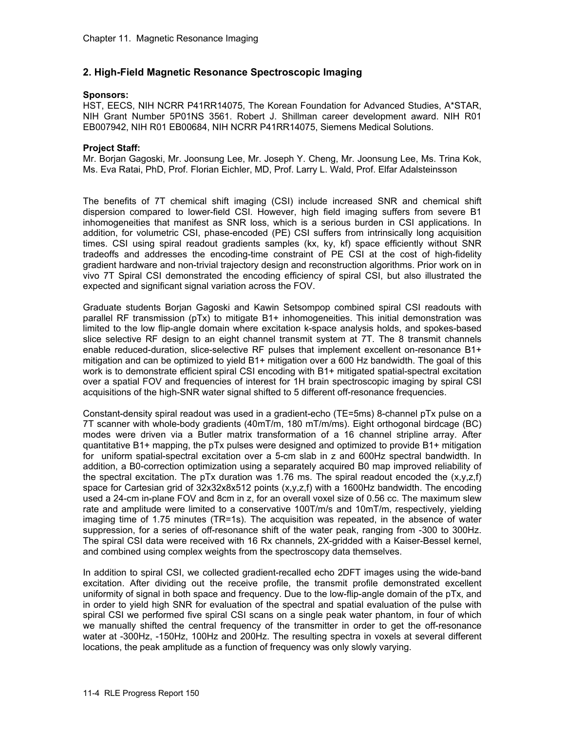## 2. High-Field Magnetic Resonance Spectroscopic Imaging

**Sponsors:**
HST, EECS, NIH NCRR P41RR14075, The Korean Foundation for Advanced Studies, A*STAR, NIH Grant Number 5P01NS 3561. Robert J. Shillman career development award. NIH R01 EB007942, NIH R01 EB00684, NIH NCRR P41RR14075, Siemens Medical Solutions.

**Project Staff:**
Mr. Borjan Gagoski, Mr. Joonsung Lee, Mr. Joseph Y. Cheng, Mr. Joonsung Lee, Ms. Trina Kok, Ms. Eva Ratai, PhD, Prof. Florian Eichler, MD, Prof. Larry L. Wald, Prof. Elfar Adalsteinsson

The benefits of 7T chemical shift imaging (CSI) include increased SNR and chemical shift dispersion compared to lower-field CSI. However, high field imaging suffers from severe B1 inhomogeneities that manifest as SNR loss, which is a serious burden in CSI applications. In addition, for volumetric CSI, phase-encoded (PE) CSI suffers from intrinsically long acquisition times. CSI using spiral readout gradients samples (kx, ky, kf) space efficiently without SNR tradeoffs and addresses the encoding-time constraint of PE CSI at the cost of high-fidelity gradient hardware and non-trivial trajectory design and reconstruction algorithms. Prior work on in vivo 7T Spiral CSI demonstrated the encoding efficiency of spiral CSI, but also illustrated the expected and significant signal variation across the FOV.

Graduate students Borjan Gagoski and Kawin Setsompop combined spiral CSI readouts with parallel RF transmission (pTx) to mitigate B1+ inhomogeneities. This initial demonstration was limited to the low flip-angle domain where excitation k-space analysis holds, and spokes-based slice selective RF design to an eight channel transmit system at 7T. The 8 transmit channels enable reduced-duration, slice-selective RF pulses that implement excellent on-resonance B1+ mitigation and can be optimized to yield B1+ mitigation over a 600 Hz bandwidth. The goal of this work is to demonstrate efficient spiral CSI encoding with B1+ mitigated spatial-spectral excitation over a spatial FOV and frequencies of interest for 1H brain spectroscopic imaging by spiral CSI acquisitions of the high-SNR water signal shifted to 5 different off-resonance frequencies.

Constant-density spiral readout was used in a gradient-echo (TE=5ms) 8-channel pTx pulse on a 7T scanner with whole-body gradients (40mT/m, 180 mT/m/ms). Eight orthogonal birdcage (BC) modes were driven via a Butler matrix transformation of a 16 channel stripline array. After quantitative B1+ mapping, the pTx pulses were designed and optimized to provide B1+ mitigation for uniform spatial-spectral excitation over a 5-cm slab in z and 600Hz spectral bandwidth. In addition, a B0-correction optimization using a separately acquired B0 map improved reliability of the spectral excitation. The pTx duration was 1.76 ms. The spiral readout encoded the (x,y,z,f) space for Cartesian grid of 32x32x8x512 points (x,y,z,f) with a 1600Hz bandwidth. The encoding used a 24-cm in-plane FOV and 8cm in z, for an overall voxel size of 0.56 cc. The maximum slew rate and amplitude were limited to a conservative 100T/m/s and 10mT/m, respectively, yielding imaging time of 1.75 minutes (TR=1s). The acquisition was repeated, in the absence of water suppression, for a series of off-resonance shift of the water peak, ranging from -300 to 300Hz. The spiral CSI data were received with 16 Rx channels, 2X-gridded with a Kaiser-Bessel kernel, and combined using complex weights from the spectroscopy data themselves.

In addition to spiral CSI, we collected gradient-recalled echo 2DFT images using the wide-band excitation. After dividing out the receive profile, the transmit profile demonstrated excellent uniformity of signal in both space and frequency. Due to the low-flip-angle domain of the pTx, and in order to yield high SNR for evaluation of the spectral and spatial evaluation of the pulse with spiral CSI we performed five spiral CSI scans on a single peak water phantom, in four of which we manually shifted the central frequency of the transmitter in order to get the off-resonance water at -300Hz, -150Hz, 100Hz and 200Hz. The resulting spectra in voxels at several different locations, the peak amplitude as a function of frequency was only slowly varying.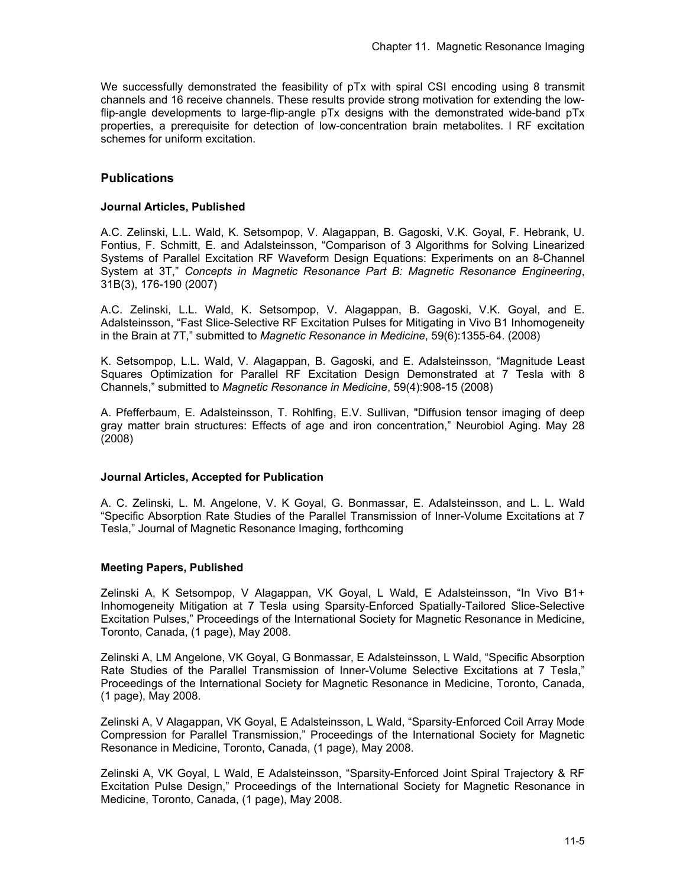We successfully demonstrated the feasibility of pTx with spiral CSI encoding using 8 transmit channels and 16 receive channels. These results provide strong motivation for extending the low-flip-angle developments to large-flip-angle pTx designs with the demonstrated wide-band pTx properties, a prerequisite for detection of low-concentration brain metabolites. l RF excitation schemes for uniform excitation.

## Publications

### Journal Articles, Published

A.C. Zelinski, L.L. Wald, K. Setsompop, V. Alagappan, B. Gagoski, V.K. Goyal, F. Hebrank, U. Fontius, F. Schmitt, E. and Adalsteinsson, "Comparison of 3 Algorithms for Solving Linearized Systems of Parallel Excitation RF Waveform Design Equations: Experiments on an 8-Channel System at 3T," *Concepts in Magnetic Resonance Part B: Magnetic Resonance Engineering*, 31B(3), 176-190 (2007)

A.C. Zelinski, L.L. Wald, K. Setsompop, V. Alagappan, B. Gagoski, V.K. Goyal, and E. Adalsteinsson, "Fast Slice-Selective RF Excitation Pulses for Mitigating in Vivo B1 Inhomogeneity in the Brain at 7T," submitted to *Magnetic Resonance in Medicine*, 59(6):1355-64. (2008)

K. Setsompop, L.L. Wald, V. Alagappan, B. Gagoski, and E. Adalsteinsson, "Magnitude Least Squares Optimization for Parallel RF Excitation Design Demonstrated at 7 Tesla with 8 Channels," submitted to *Magnetic Resonance in Medicine*, 59(4):908-15 (2008)

A. Pfefferbaum, E. Adalsteinsson, T. Rohlfing, E.V. Sullivan, "Diffusion tensor imaging of deep gray matter brain structures: Effects of age and iron concentration," Neurobiol Aging. May 28 (2008)

### Journal Articles, Accepted for Publication

A. C. Zelinski, L. M. Angelone, V. K Goyal, G. Bonmassar, E. Adalsteinsson, and L. L. Wald "Specific Absorption Rate Studies of the Parallel Transmission of Inner-Volume Excitations at 7 Tesla," Journal of Magnetic Resonance Imaging, forthcoming

### Meeting Papers, Published

Zelinski A, K Setsompop, V Alagappan, VK Goyal, L Wald, E Adalsteinsson, "In Vivo B1+ Inhomogeneity Mitigation at 7 Tesla using Sparsity-Enforced Spatially-Tailored Slice-Selective Excitation Pulses," Proceedings of the International Society for Magnetic Resonance in Medicine, Toronto, Canada, (1 page), May 2008.

Zelinski A, LM Angelone, VK Goyal, G Bonmassar, E Adalsteinsson, L Wald, "Specific Absorption Rate Studies of the Parallel Transmission of Inner-Volume Selective Excitations at 7 Tesla," Proceedings of the International Society for Magnetic Resonance in Medicine, Toronto, Canada, (1 page), May 2008.

Zelinski A, V Alagappan, VK Goyal, E Adalsteinsson, L Wald, "Sparsity-Enforced Coil Array Mode Compression for Parallel Transmission," Proceedings of the International Society for Magnetic Resonance in Medicine, Toronto, Canada, (1 page), May 2008.

Zelinski A, VK Goyal, L Wald, E Adalsteinsson, "Sparsity-Enforced Joint Spiral Trajectory & RF Excitation Pulse Design," Proceedings of the International Society for Magnetic Resonance in Medicine, Toronto, Canada, (1 page), May 2008.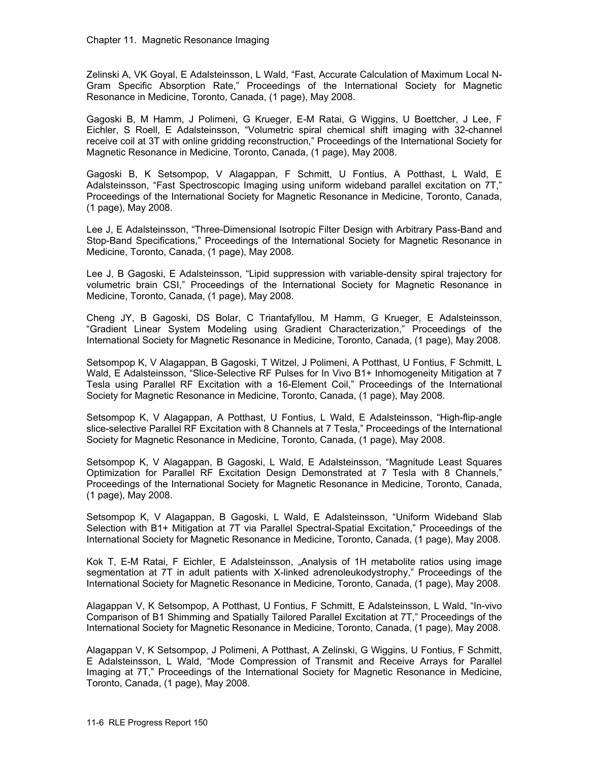Zelinski A, VK Goyal, E Adalsteinsson, L Wald, "Fast, Accurate Calculation of Maximum Local N-Gram Specific Absorption Rate," Proceedings of the International Society for Magnetic Resonance in Medicine, Toronto, Canada, (1 page), May 2008.

Gagoski B, M Hamm, J Polimeni, G Krueger, E-M Ratai, G Wiggins, U Boettcher, J Lee, F Eichler, S Roell, E Adalsteinsson, "Volumetric spiral chemical shift imaging with 32-channel receive coil at 3T with online gridding reconstruction," Proceedings of the International Society for Magnetic Resonance in Medicine, Toronto, Canada, (1 page), May 2008.

Gagoski B, K Setsompop, V Alagappan, F Schmitt, U Fontius, A Potthast, L Wald, E Adalsteinsson, "Fast Spectroscopic Imaging using uniform wideband parallel excitation on 7T," Proceedings of the International Society for Magnetic Resonance in Medicine, Toronto, Canada, (1 page), May 2008.

Lee J, E Adalsteinsson, "Three-Dimensional Isotropic Filter Design with Arbitrary Pass-Band and Stop-Band Specifications," Proceedings of the International Society for Magnetic Resonance in Medicine, Toronto, Canada, (1 page), May 2008.

Lee J, B Gagoski, E Adalsteinsson, "Lipid suppression with variable-density spiral trajectory for volumetric brain CSI," Proceedings of the International Society for Magnetic Resonance in Medicine, Toronto, Canada, (1 page), May 2008.

Cheng JY, B Gagoski, DS Bolar, C Triantafyllou, M Hamm, G Krueger, E Adalsteinsson, "Gradient Linear System Modeling using Gradient Characterization," Proceedings of the International Society for Magnetic Resonance in Medicine, Toronto, Canada, (1 page), May 2008.

Setsompop K, V Alagappan, B Gagoski, T Witzel, J Polimeni, A Potthast, U Fontius, F Schmitt, L Wald, E Adalsteinsson, "Slice-Selective RF Pulses for In Vivo B1+ Inhomogeneity Mitigation at 7 Tesla using Parallel RF Excitation with a 16-Element Coil," Proceedings of the International Society for Magnetic Resonance in Medicine, Toronto, Canada, (1 page), May 2008.

Setsompop K, V Alagappan, A Potthast, U Fontius, L Wald, E Adalsteinsson, "High-flip-angle slice-selective Parallel RF Excitation with 8 Channels at 7 Tesla," Proceedings of the International Society for Magnetic Resonance in Medicine, Toronto, Canada, (1 page), May 2008.

Setsompop K, V Alagappan, B Gagoski, L Wald, E Adalsteinsson, "Magnitude Least Squares Optimization for Parallel RF Excitation Design Demonstrated at 7 Tesla with 8 Channels," Proceedings of the International Society for Magnetic Resonance in Medicine, Toronto, Canada, (1 page), May 2008.

Setsompop K, V Alagappan, B Gagoski, L Wald, E Adalsteinsson, "Uniform Wideband Slab Selection with B1+ Mitigation at 7T via Parallel Spectral-Spatial Excitation," Proceedings of the International Society for Magnetic Resonance in Medicine, Toronto, Canada, (1 page), May 2008.

Kok T, E-M Ratai, F Eichler, E Adalsteinsson, „Analysis of 1H metabolite ratios using image segmentation at 7T in adult patients with X-linked adrenoleukodystrophy," Proceedings of the International Society for Magnetic Resonance in Medicine, Toronto, Canada, (1 page), May 2008.

Alagappan V, K Setsompop, A Potthast, U Fontius, F Schmitt, E Adalsteinsson, L Wald, "In-vivo Comparison of B1 Shimming and Spatially Tailored Parallel Excitation at 7T," Proceedings of the International Society for Magnetic Resonance in Medicine, Toronto, Canada, (1 page), May 2008.

Alagappan V, K Setsompop, J Polimeni, A Potthast, A Zelinski, G Wiggins, U Fontius, F Schmitt, E Adalsteinsson, L Wald, "Mode Compression of Transmit and Receive Arrays for Parallel Imaging at 7T," Proceedings of the International Society for Magnetic Resonance in Medicine, Toronto, Canada, (1 page), May 2008.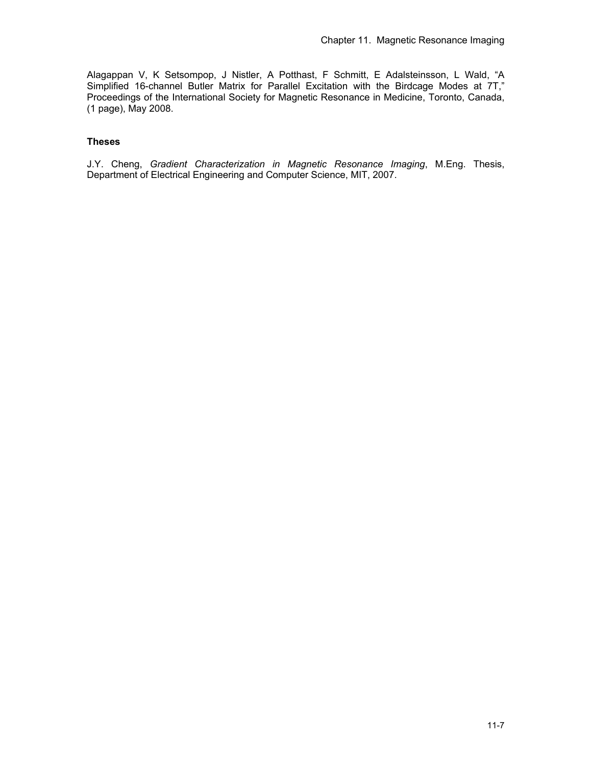Alagappan V, K Setsompop, J Nistler, A Potthast, F Schmitt, E Adalsteinsson, L Wald, "A Simplified 16-channel Butler Matrix for Parallel Excitation with the Birdcage Modes at 7T," Proceedings of the International Society for Magnetic Resonance in Medicine, Toronto, Canada, (1 page), May 2008.

### Theses

J.Y. Cheng, *Gradient Characterization in Magnetic Resonance Imaging*, M.Eng. Thesis, Department of Electrical Engineering and Computer Science, MIT, 2007.